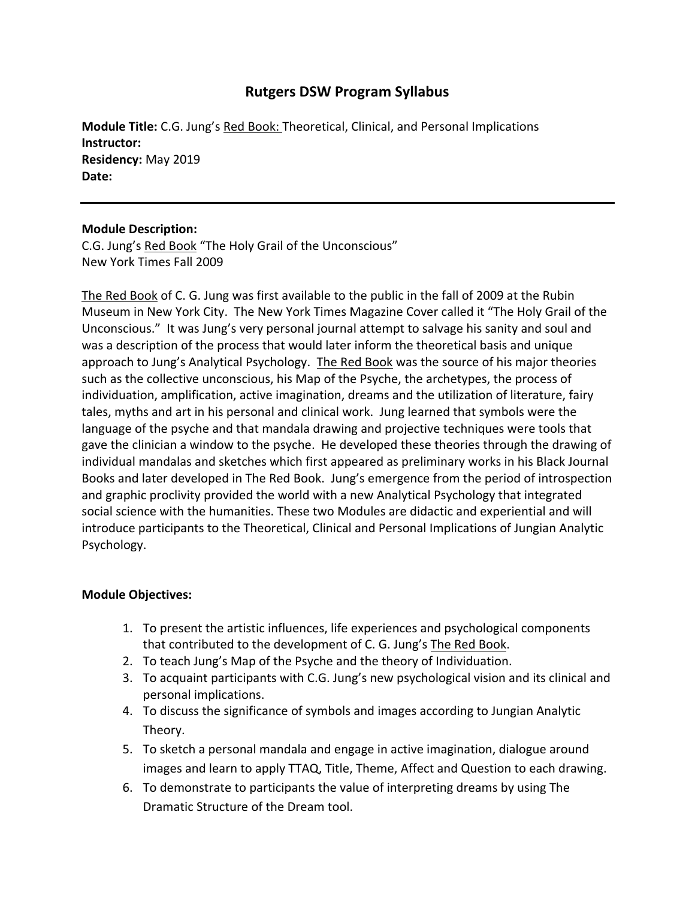# Rutgers DSW Program Syllabus

**Module Title:** C.G. Jung's Red Book: Theoretical, Clinical, and Personal Implications
**Instructor:**
**Residency:** May 2019
**Date:**

---

**Module Description:**
C.G. Jung's Red Book "The Holy Grail of the Unconscious"
New York Times Fall 2009

The Red Book of C. G. Jung was first available to the public in the fall of 2009 at the Rubin Museum in New York City. The New York Times Magazine Cover called it "The Holy Grail of the Unconscious." It was Jung's very personal journal attempt to salvage his sanity and soul and was a description of the process that would later inform the theoretical basis and unique approach to Jung's Analytical Psychology. The Red Book was the source of his major theories such as the collective unconscious, his Map of the Psyche, the archetypes, the process of individuation, amplification, active imagination, dreams and the utilization of literature, fairy tales, myths and art in his personal and clinical work. Jung learned that symbols were the language of the psyche and that mandala drawing and projective techniques were tools that gave the clinician a window to the psyche. He developed these theories through the drawing of individual mandalas and sketches which first appeared as preliminary works in his Black Journal Books and later developed in The Red Book. Jung's emergence from the period of introspection and graphic proclivity provided the world with a new Analytical Psychology that integrated social science with the humanities. These two Modules are didactic and experiential and will introduce participants to the Theoretical, Clinical and Personal Implications of Jungian Analytic Psychology.

**Module Objectives:**

1. To present the artistic influences, life experiences and psychological components that contributed to the development of C. G. Jung's The Red Book.
2. To teach Jung's Map of the Psyche and the theory of Individuation.
3. To acquaint participants with C.G. Jung's new psychological vision and its clinical and personal implications.
4. To discuss the significance of symbols and images according to Jungian Analytic Theory.
5. To sketch a personal mandala and engage in active imagination, dialogue around images and learn to apply TTAQ, Title, Theme, Affect and Question to each drawing.
6. To demonstrate to participants the value of interpreting dreams by using The Dramatic Structure of the Dream tool.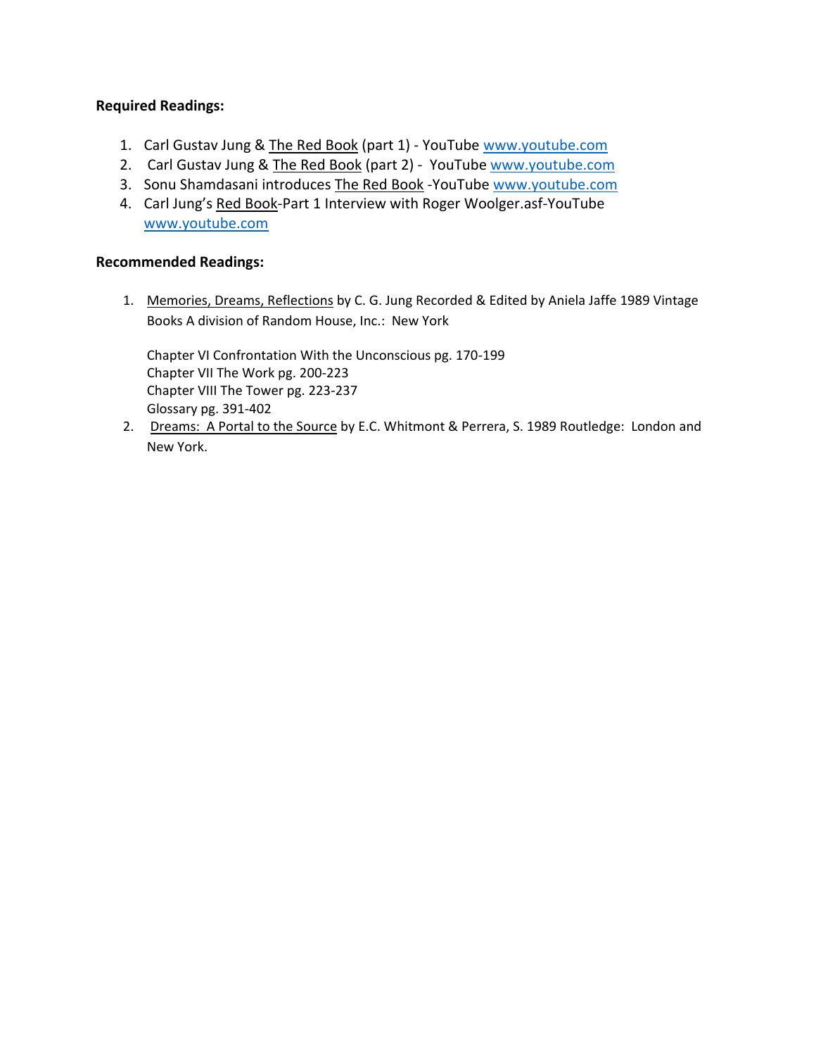**Required Readings:**

1. Carl Gustav Jung & The Red Book (part 1) - YouTube www.youtube.com
2. Carl Gustav Jung & The Red Book (part 2) - YouTube www.youtube.com
3. Sonu Shamdasani introduces The Red Book -YouTube www.youtube.com
4. Carl Jung's Red Book-Part 1 Interview with Roger Woolger.asf-YouTube www.youtube.com

**Recommended Readings:**

1. Memories, Dreams, Reflections by C. G. Jung Recorded & Edited by Aniela Jaffe 1989 Vintage Books A division of Random House, Inc.: New York

   Chapter VI Confrontation With the Unconscious pg. 170-199
   Chapter VII The Work pg. 200-223
   Chapter VIII The Tower pg. 223-237
   Glossary pg. 391-402
2. Dreams: A Portal to the Source by E.C. Whitmont & Perrera, S. 1989 Routledge: London and New York.